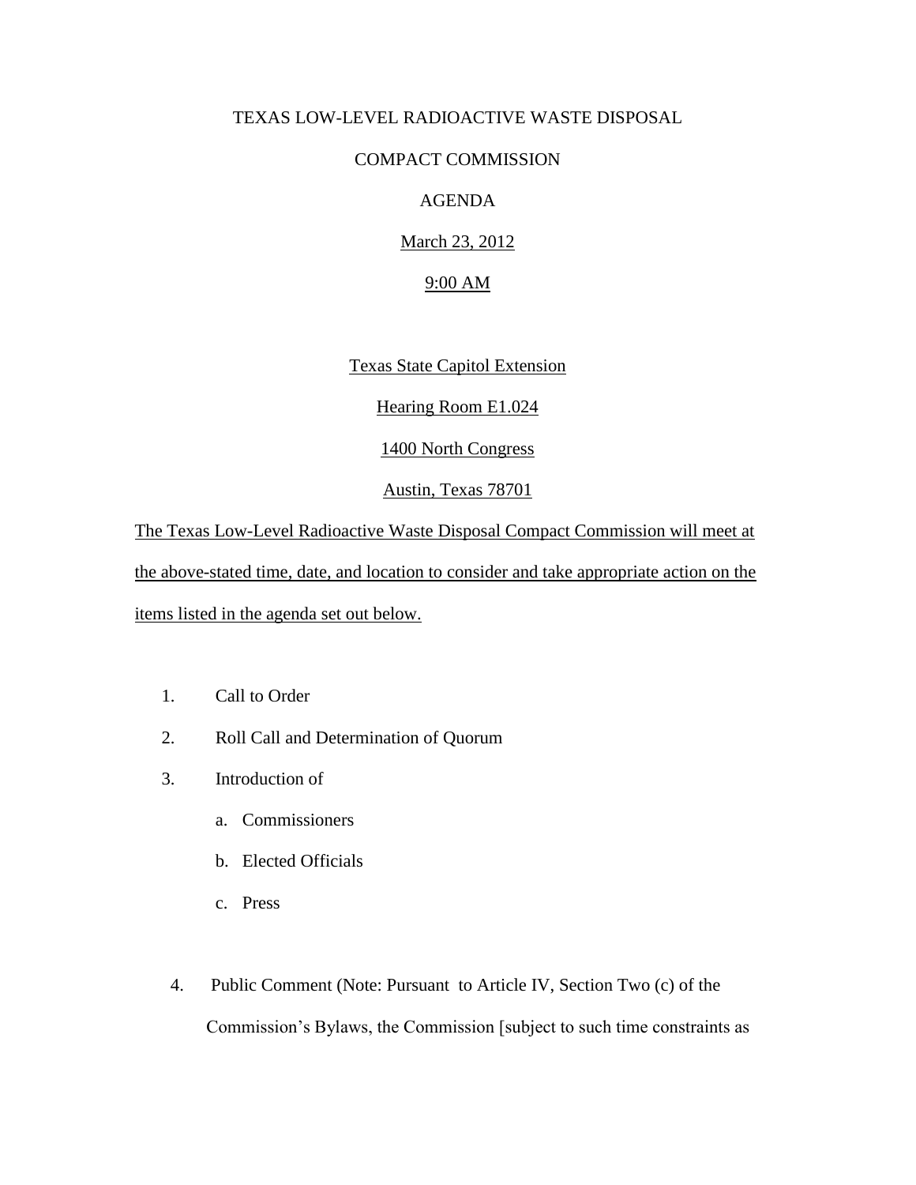# TEXAS LOW-LEVEL RADIOACTIVE WASTE DISPOSAL

# COMPACT COMMISSION

## AGENDA

March 23, 2012

9:00 AM

Texas State Capitol Extension

Hearing Room E1.024

1400 North Congress

Austin, Texas 78701

The Texas Low-Level Radioactive Waste Disposal Compact Commission will meet at the above-stated time, date, and location to consider and take appropriate action on the items listed in the agenda set out below.

1. Call to Order
2. Roll Call and Determination of Quorum
3. Introduction of
   a. Commissioners
   b. Elected Officials
   c. Press
4. Public Comment (Note: Pursuant to Article IV, Section Two (c) of the Commission's Bylaws, the Commission [subject to such time constraints as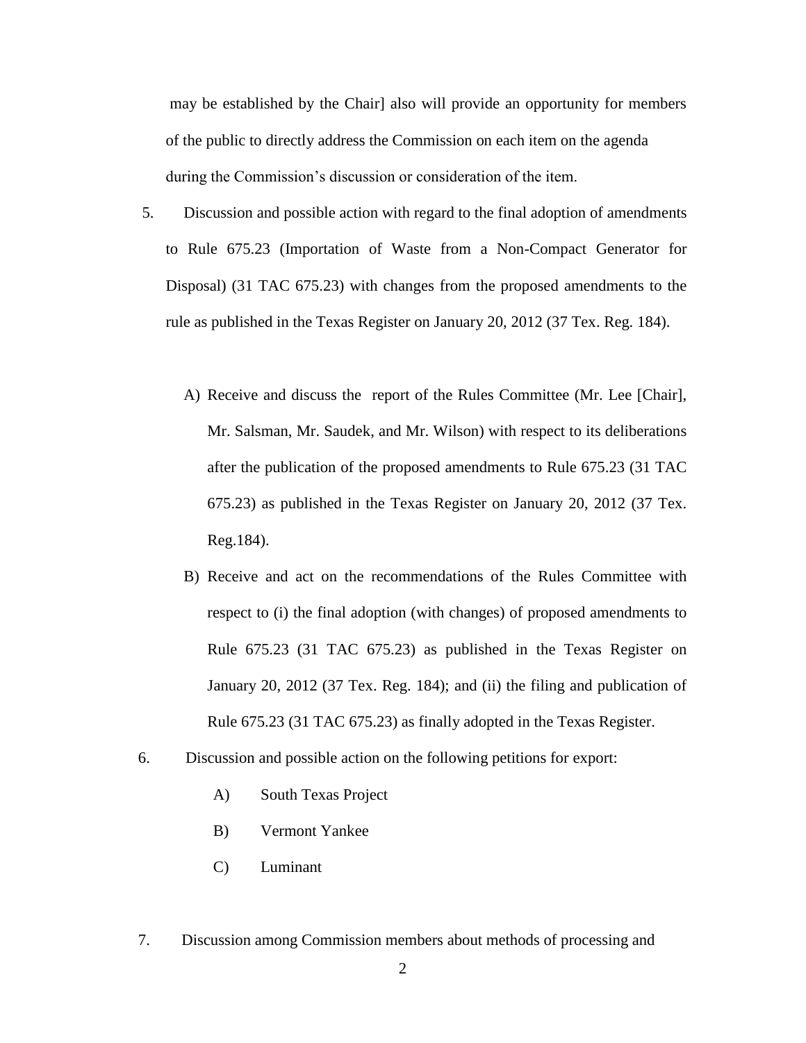may be established by the Chair] also will provide an opportunity for members of the public to directly address the Commission on each item on the agenda during the Commission's discussion or consideration of the item.

5. Discussion and possible action with regard to the final adoption of amendments to Rule 675.23 (Importation of Waste from a Non-Compact Generator for Disposal) (31 TAC 675.23) with changes from the proposed amendments to the rule as published in the Texas Register on January 20, 2012 (37 Tex. Reg. 184).

   A) Receive and discuss the report of the Rules Committee (Mr. Lee [Chair], Mr. Salsman, Mr. Saudek, and Mr. Wilson) with respect to its deliberations after the publication of the proposed amendments to Rule 675.23 (31 TAC 675.23) as published in the Texas Register on January 20, 2012 (37 Tex. Reg.184).

   B) Receive and act on the recommendations of the Rules Committee with respect to (i) the final adoption (with changes) of proposed amendments to Rule 675.23 (31 TAC 675.23) as published in the Texas Register on January 20, 2012 (37 Tex. Reg. 184); and (ii) the filing and publication of Rule 675.23 (31 TAC 675.23) as finally adopted in the Texas Register.

6. Discussion and possible action on the following petitions for export:

   A) South Texas Project

   B) Vermont Yankee

   C) Luminant

7. Discussion among Commission members about methods of processing and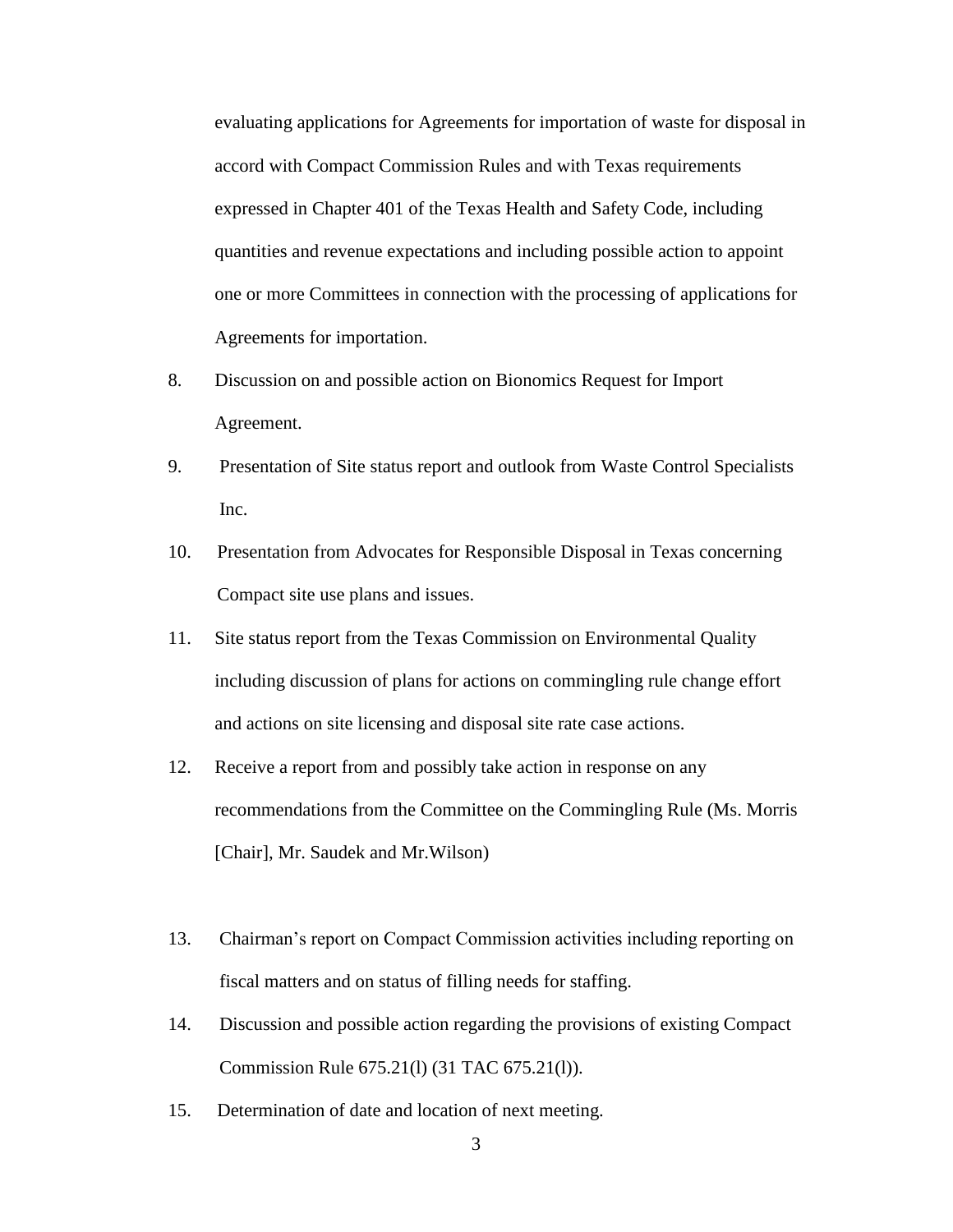evaluating applications for Agreements for importation of waste for disposal in accord with Compact Commission Rules and with Texas requirements expressed in Chapter 401 of the Texas Health and Safety Code, including quantities and revenue expectations and including possible action to appoint one or more Committees in connection with the processing of applications for Agreements for importation.

8. Discussion on and possible action on Bionomics Request for Import Agreement.

9. Presentation of Site status report and outlook from Waste Control Specialists Inc.

10. Presentation from Advocates for Responsible Disposal in Texas concerning Compact site use plans and issues.

11. Site status report from the Texas Commission on Environmental Quality including discussion of plans for actions on commingling rule change effort and actions on site licensing and disposal site rate case actions.

12. Receive a report from and possibly take action in response on any recommendations from the Committee on the Commingling Rule (Ms. Morris [Chair], Mr. Saudek and Mr.Wilson)

13. Chairman's report on Compact Commission activities including reporting on fiscal matters and on status of filling needs for staffing.

14. Discussion and possible action regarding the provisions of existing Compact Commission Rule 675.21(l) (31 TAC 675.21(l)).

15. Determination of date and location of next meeting.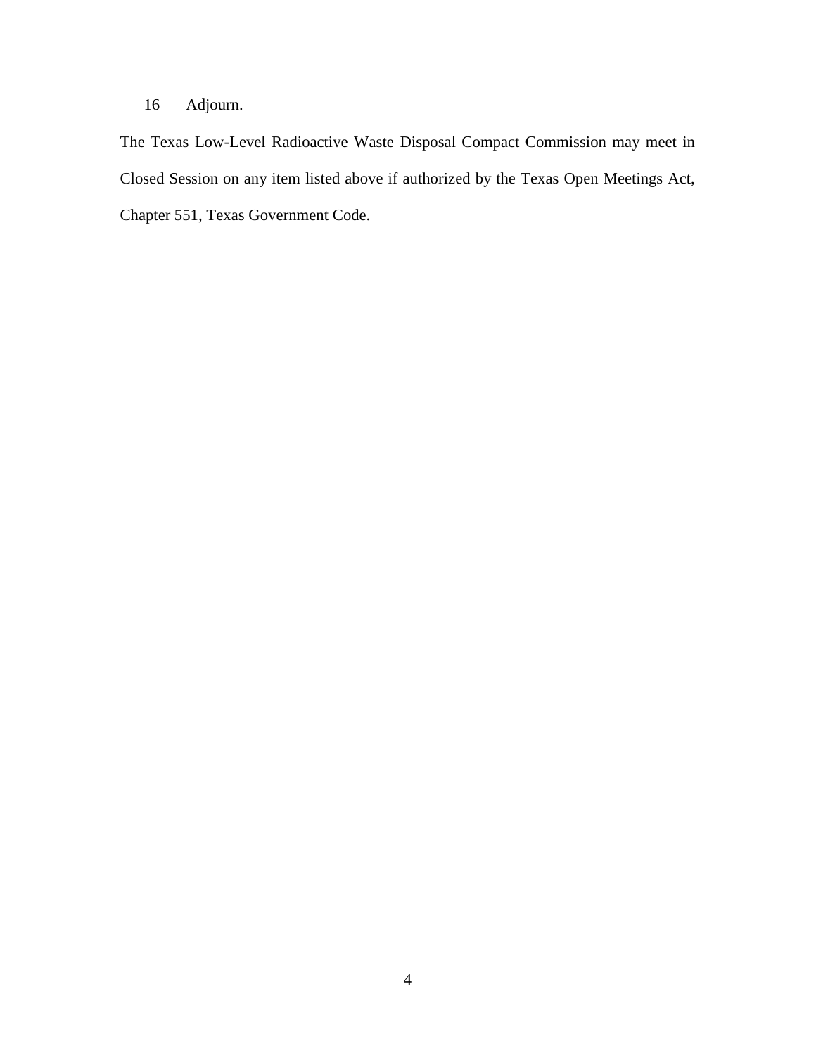16 Adjourn.

The Texas Low-Level Radioactive Waste Disposal Compact Commission may meet in Closed Session on any item listed above if authorized by the Texas Open Meetings Act, Chapter 551, Texas Government Code.